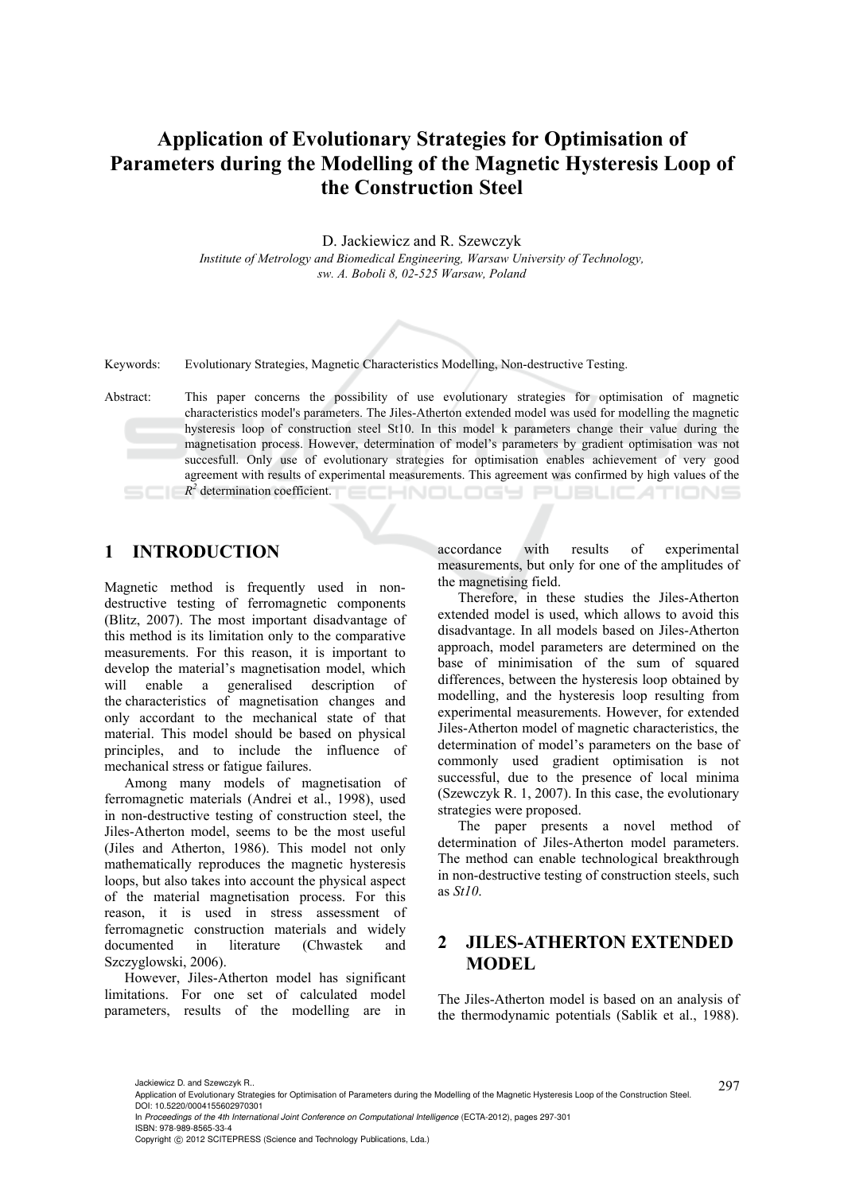# Application of Evolutionary Strategies for Optimisation of Parameters during the Modelling of the Magnetic Hysteresis Loop of the Construction Steel

D. Jackiewicz and R. Szewczyk

*Institute of Metrology and Biomedical Engineering, Warsaw University of Technology, sw. A. Boboli 8, 02-525 Warsaw, Poland*

Keywords: Evolutionary Strategies, Magnetic Characteristics Modelling, Non-destructive Testing.

Abstract: This paper concerns the possibility of use evolutionary strategies for optimisation of magnetic characteristics model's parameters. The Jiles-Atherton extended model was used for modelling the magnetic hysteresis loop of construction steel St10. In this model k parameters change their value during the magnetisation process. However, determination of model's parameters by gradient optimisation was not succesfull. Only use of evolutionary strategies for optimisation enables achievement of very good agreement with results of experimental measurements. This agreement was confirmed by high values of the $R^2$ determination coefficient.

## 1 INTRODUCTION

Magnetic method is frequently used in non-destructive testing of ferromagnetic components (Blitz, 2007). The most important disadvantage of this method is its limitation only to the comparative measurements. For this reason, it is important to develop the material's magnetisation model, which will enable a generalised description of the characteristics of magnetisation changes and only accordant to the mechanical state of that material. This model should be based on physical principles, and to include the influence of mechanical stress or fatigue failures.

Among many models of magnetisation of ferromagnetic materials (Andrei et al., 1998), used in non-destructive testing of construction steel, the Jiles-Atherton model, seems to be the most useful (Jiles and Atherton, 1986). This model not only mathematically reproduces the magnetic hysteresis loops, but also takes into account the physical aspect of the material magnetisation process. For this reason, it is used in stress assessment of ferromagnetic construction materials and widely documented in literature (Chwastek and Szczyglowski, 2006).

However, Jiles-Atherton model has significant limitations. For one set of calculated model parameters, results of the modelling are in accordance with results of experimental measurements, but only for one of the amplitudes of the magnetising field.

Therefore, in these studies the Jiles-Atherton extended model is used, which allows to avoid this disadvantage. In all models based on Jiles-Atherton approach, model parameters are determined on the base of minimisation of the sum of squared differences, between the hysteresis loop obtained by modelling, and the hysteresis loop resulting from experimental measurements. However, for extended Jiles-Atherton model of magnetic characteristics, the determination of model's parameters on the base of commonly used gradient optimisation is not successful, due to the presence of local minima (Szewczyk R. 1, 2007). In this case, the evolutionary strategies were proposed.

The paper presents a novel method of determination of Jiles-Atherton model parameters. The method can enable technological breakthrough in non-destructive testing of construction steels, such as *St10*.

## 2 JILES-ATHERTON EXTENDED MODEL

The Jiles-Atherton model is based on an analysis of the thermodynamic potentials (Sablik et al., 1988).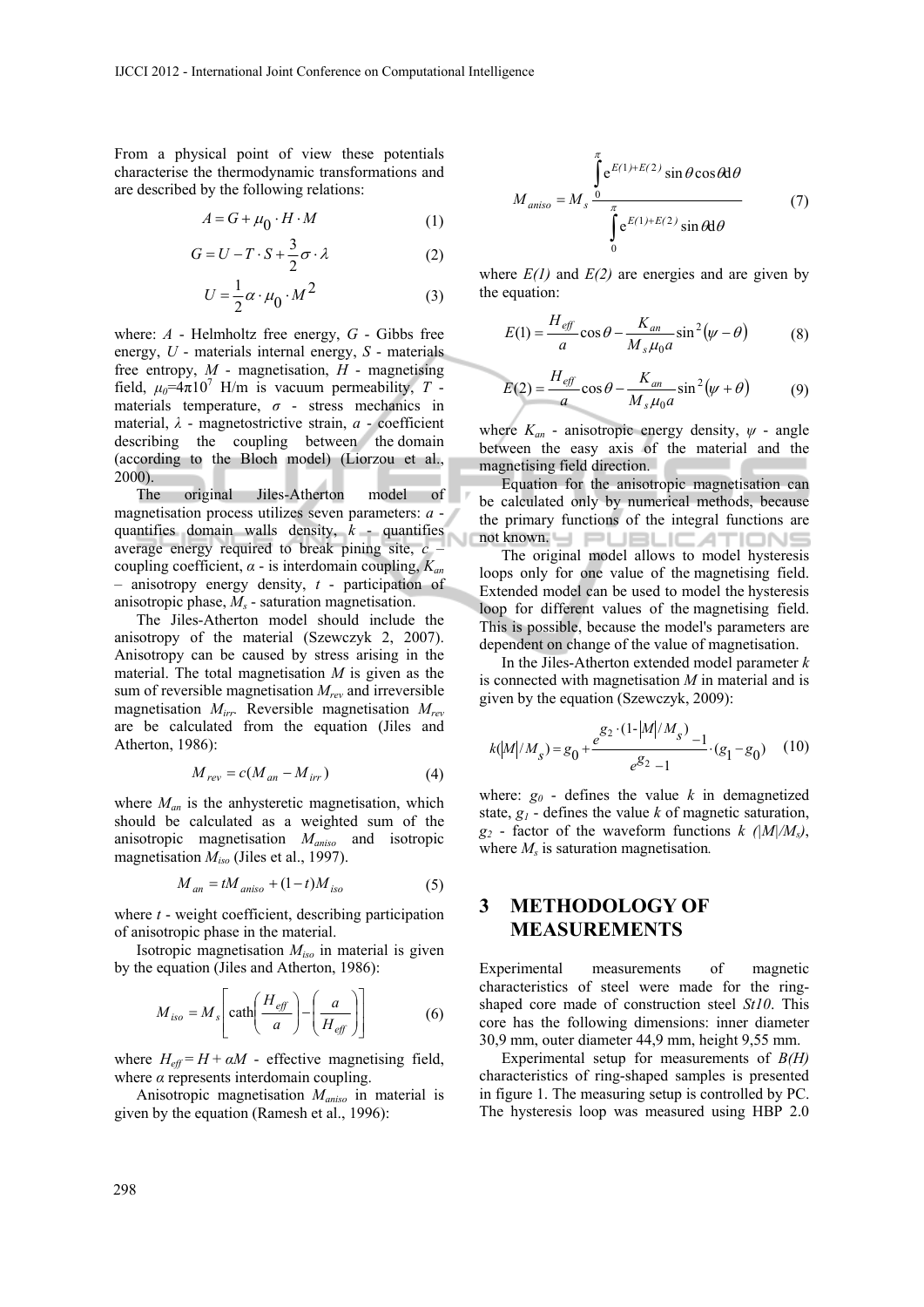From a physical point of view these potentials characterise the thermodynamic transformations and are described by the following relations:

$$A = G + \mu_0 \cdot H \cdot M \tag{1}$$

$$G = U - T \cdot S + \frac{3}{2}\sigma \cdot \lambda \tag{2}$$

$$U = \frac{1}{2}\alpha \cdot \mu_0 \cdot M^2 \tag{3}$$

where: $A$ - Helmholtz free energy, $G$ - Gibbs free energy, $U$ - materials internal energy, $S$ - materials free entropy, $M$ - magnetisation, $H$ - magnetising field, $\mu_0$=4π10[7] H/m is vacuum permeability, $T$ - materials temperature, $\sigma$ - stress mechanics in material, $\lambda$ - magnetostrictive strain, $a$ - coefficient describing the coupling between the domain (according to the Bloch model) (Liorzou et al., 2000).

The original Jiles-Atherton model of magnetisation process utilizes seven parameters: $a$ - quantifies domain walls density, $k$ - quantifies average energy required to break pining site, $c$ – coupling coefficient, $\alpha$ - is interdomain coupling, $K_{an}$ – anisotropy energy density, $t$ - participation of anisotropic phase, $M_s$ - saturation magnetisation.

The Jiles-Atherton model should include the anisotropy of the material (Szewczyk 2, 2007). Anisotropy can be caused by stress arising in the material. The total magnetisation $M$ is given as the sum of reversible magnetisation $M_{rev}$ and irreversible magnetisation $M_{irr}$. Reversible magnetisation $M_{rev}$ are be calculated from the equation (Jiles and Atherton, 1986):

$$M_{rev} = c(M_{an} - M_{irr}) \tag{4}$$

where $M_{an}$ is the anhysteretic magnetisation, which should be calculated as a weighted sum of the anisotropic magnetisation $M_{aniso}$ and isotropic magnetisation $M_{iso}$ (Jiles et al., 1997).

$$M_{an} = tM_{aniso} + (1-t)M_{iso} \tag{5}$$

where $t$ - weight coefficient, describing participation of anisotropic phase in the material.

Isotropic magnetisation $M_{iso}$ in material is given by the equation (Jiles and Atherton, 1986):

$$M_{iso} = M_s\left[\operatorname{cath}\left(\frac{H_{eff}}{a}\right) - \left(\frac{a}{H_{eff}}\right)\right] \tag{6}$$

where $H_{eff} = H + \alpha M$ - effective magnetising field, where $\alpha$ represents interdomain coupling.

Anisotropic magnetisation $M_{aniso}$ in material is given by the equation (Ramesh et al., 1996):

$$M_{aniso} = M_s \frac{\int_0^{\pi} e^{E(1)+E(2)} \sin\theta \cos\theta \mathrm{d}\theta}{\int_0^{\pi} e^{E(1)+E(2)} \sin\theta \mathrm{d}\theta} \tag{7}$$

where $E(1)$ and $E(2)$ are energies and are given by the equation:

$$E(1) = \frac{H_{eff}}{a}\cos\theta - \frac{K_{an}}{M_s \mu_0 a}\sin^2(\psi - \theta) \tag{8}$$

$$E(2) = \frac{H_{eff}}{a}\cos\theta - \frac{K_{an}}{M_s \mu_0 a}\sin^2(\psi + \theta) \tag{9}$$

where $K_{an}$ - anisotropic energy density, $\psi$ - angle between the easy axis of the material and the magnetising field direction.

Equation for the anisotropic magnetisation can be calculated only by numerical methods, because the primary functions of the integral functions are not known.

The original model allows to model hysteresis loops only for one value of the magnetising field. Extended model can be used to model the hysteresis loop for different values of the magnetising field. This is possible, because the model's parameters are dependent on change of the value of magnetisation.

In the Jiles-Atherton extended model parameter $k$ is connected with magnetisation $M$ in material and is given by the equation (Szewczyk, 2009):

$$k(|M|/M_s) = g_0 + \frac{e^{g_2 \cdot (1-|M|/M_s)} - 1}{e^{g_2} - 1} \cdot (g_1 - g_0) \tag{10}$$

where: $g_0$ - defines the value $k$ in demagnetized state, $g_1$ - defines the value $k$ of magnetic saturation, $g_2$ - factor of the waveform functions $k$ $(|M|/M_s)$, where $M_s$ is saturation magnetisation.

## 3 METHODOLOGY OF MEASUREMENTS

Experimental measurements of magnetic characteristics of steel were made for the ring-shaped core made of construction steel *St10*. This core has the following dimensions: inner diameter 30,9 mm, outer diameter 44,9 mm, height 9,55 mm.

Experimental setup for measurements of $B(H)$ characteristics of ring-shaped samples is presented in figure 1. The measuring setup is controlled by PC. The hysteresis loop was measured using HBP 2.0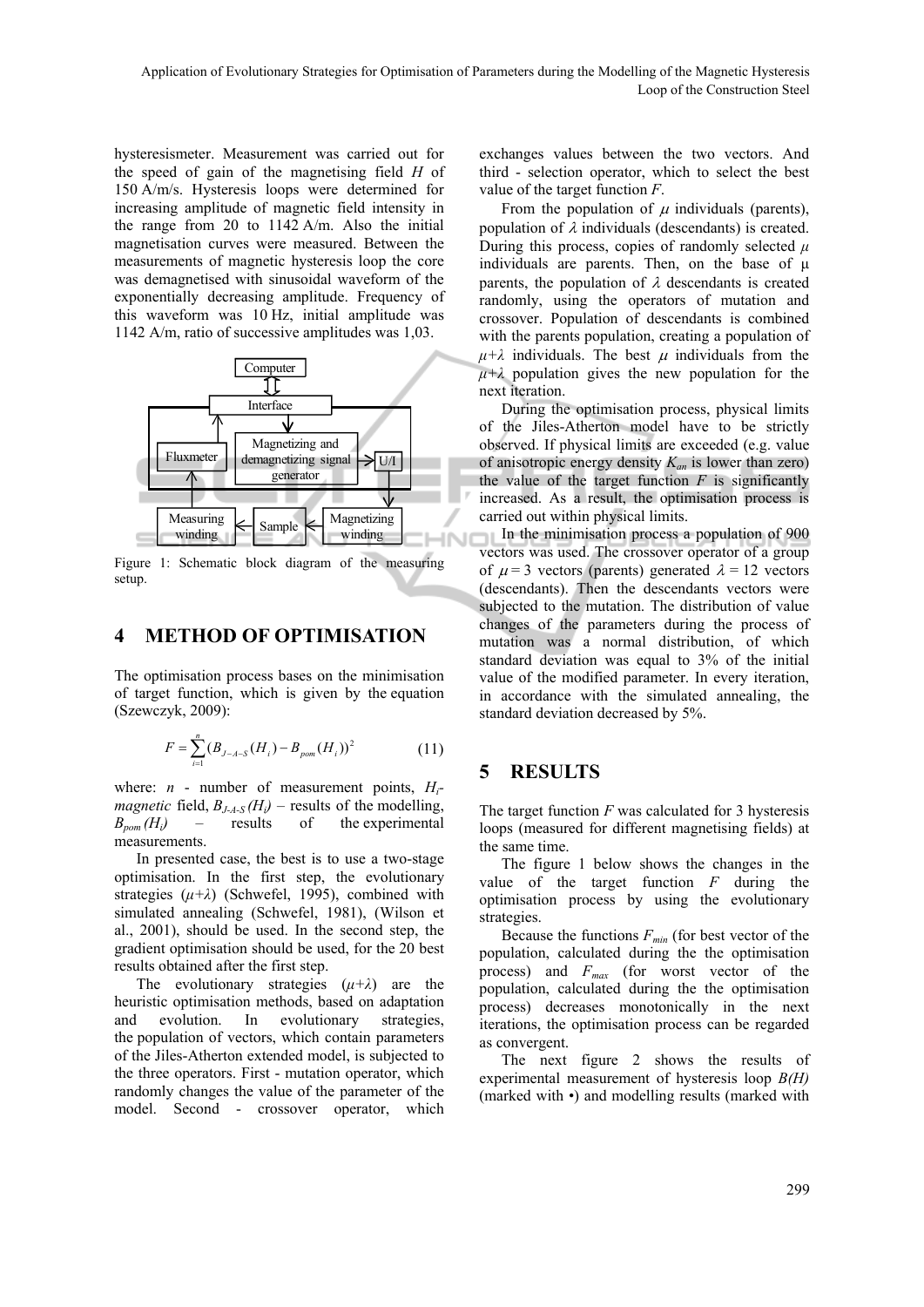hysteresismeter. Measurement was carried out for the speed of gain of the magnetising field $H$ of 150 A/m/s. Hysteresis loops were determined for increasing amplitude of magnetic field intensity in the range from 20 to 1142 A/m. Also the initial magnetisation curves were measured. Between the measurements of magnetic hysteresis loop the core was demagnetised with sinusoidal waveform of the exponentially decreasing amplitude. Frequency of this waveform was 10 Hz, initial amplitude was 1142 A/m, ratio of successive amplitudes was 1,03.

Figure 1: Schematic block diagram of the measuring setup.

## 4 METHOD OF OPTIMISATION

The optimisation process bases on the minimisation of target function, which is given by the equation (Szewczyk, 2009):

$$F = \sum_{i=1}^{n} (B_{J-A-S}(H_i) - B_{pom}(H_i))^2 \quad (11)$$

where: $n$ - number of measurement points, $H_i$- *magnetic* field, $B_{J\text{-}A\text{-}S}(H_i)$ – results of the modelling, $B_{pom}(H_i)$ – results of the experimental measurements.

In presented case, the best is to use a two-stage optimisation. In the first step, the evolutionary strategies ($\mu+\lambda$) (Schwefel, 1995), combined with simulated annealing (Schwefel, 1981), (Wilson et al., 2001), should be used. In the second step, the gradient optimisation should be used, for the 20 best results obtained after the first step.

The evolutionary strategies ($\mu+\lambda$) are the heuristic optimisation methods, based on adaptation and evolution. In evolutionary strategies, the population of vectors, which contain parameters of the Jiles-Atherton extended model, is subjected to the three operators. First - mutation operator, which randomly changes the value of the parameter of the model. Second - crossover operator, which exchanges values between the two vectors. And third - selection operator, which to select the best value of the target function $F$.

From the population of $\mu$ individuals (parents), population of $\lambda$ individuals (descendants) is created. During this process, copies of randomly selected $\mu$ individuals are parents. Then, on the base of $\mu$ parents, the population of $\lambda$ descendants is created randomly, using the operators of mutation and crossover. Population of descendants is combined with the parents population, creating a population of $\mu+\lambda$ individuals. The best $\mu$ individuals from the $\mu+\lambda$ population gives the new population for the next iteration.

During the optimisation process, physical limits of the Jiles-Atherton model have to be strictly observed. If physical limits are exceeded (e.g. value of anisotropic energy density $K_{an}$ is lower than zero) the value of the target function $F$ is significantly increased. As a result, the optimisation process is carried out within physical limits.

In the minimisation process a population of 900 vectors was used. The crossover operator of a group of $\mu = 3$ vectors (parents) generated $\lambda = 12$ vectors (descendants). Then the descendants vectors were subjected to the mutation. The distribution of value changes of the parameters during the process of mutation was a normal distribution, of which standard deviation was equal to 3% of the initial value of the modified parameter. In every iteration, in accordance with the simulated annealing, the standard deviation decreased by 5%.

## 5 RESULTS

The target function $F$ was calculated for 3 hysteresis loops (measured for different magnetising fields) at the same time.

The figure 1 below shows the changes in the value of the target function $F$ during the optimisation process by using the evolutionary strategies.

Because the functions $F_{min}$ (for best vector of the population, calculated during the the optimisation process) and $F_{max}$ (for worst vector of the population, calculated during the the optimisation process) decreases monotonically in the next iterations, the optimisation process can be regarded as convergent.

The next figure 2 shows the results of experimental measurement of hysteresis loop $B(H)$ (marked with •) and modelling results (marked with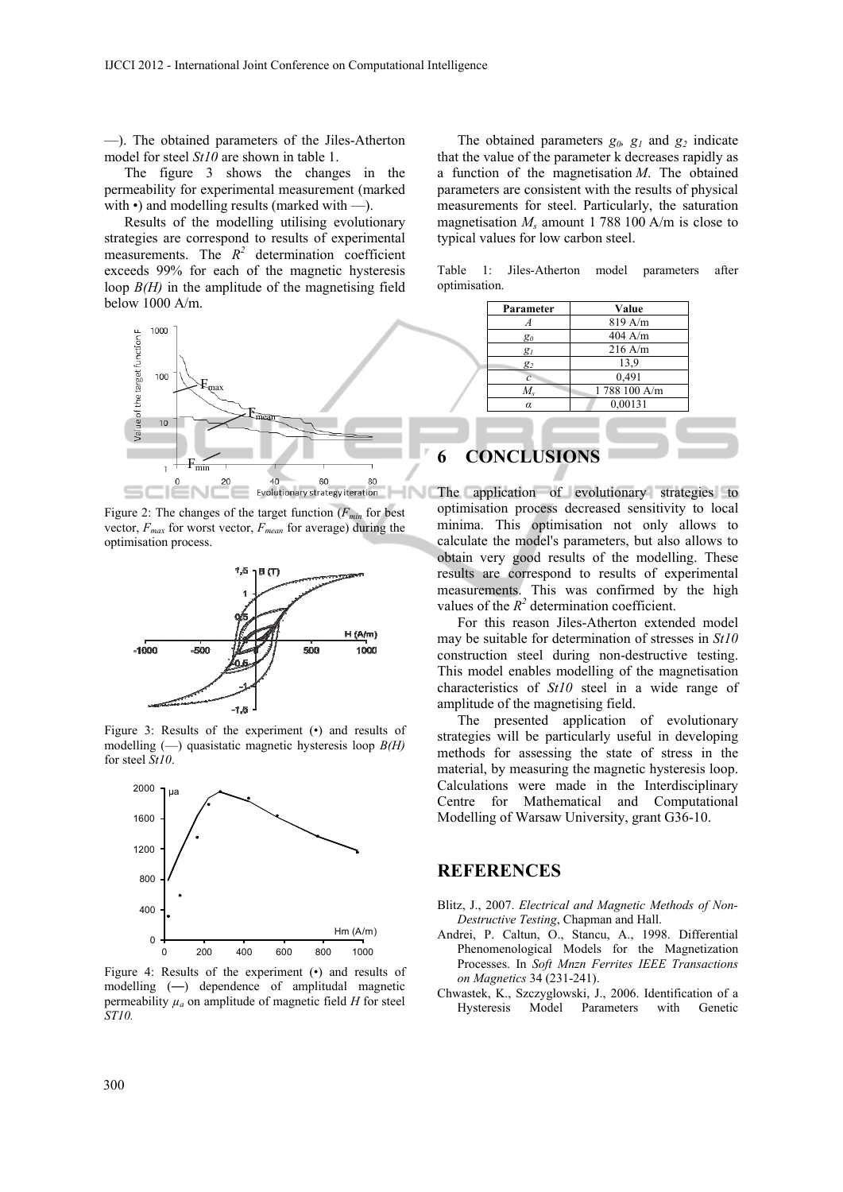—). The obtained parameters of the Jiles-Atherton model for steel *St10* are shown in table 1.

The figure 3 shows the changes in the permeability for experimental measurement (marked with •) and modelling results (marked with —).

Results of the modelling utilising evolutionary strategies are correspond to results of experimental measurements. The $R^2$ determination coefficient exceeds 99% for each of the magnetic hysteresis loop $B(H)$ in the amplitude of the magnetising field below 1000 A/m.

Figure 2: The changes of the target function ($F_{min}$ for best vector, $F_{max}$ for worst vector, $F_{mean}$ for average) during the optimisation process.

Figure 3: Results of the experiment (•) and results of modelling (—) quasistatic magnetic hysteresis loop $B(H)$ for steel *St10*.

Figure 4: Results of the experiment (•) and results of modelling (—) dependence of amplitudal magnetic permeability $\mu_a$ on amplitude of magnetic field $H$ for steel *ST10.*

The obtained parameters $g_0$, $g_1$ and $g_2$ indicate that the value of the parameter k decreases rapidly as a function of the magnetisation $M$. The obtained parameters are consistent with the results of physical measurements for steel. Particularly, the saturation magnetisation $M_s$ amount 1 788 100 A/m is close to typical values for low carbon steel.

Table 1: Jiles-Atherton model parameters after optimisation.

| Parameter | Value |
|---|---|
| $A$ | 819 A/m |
| $g_0$ | 404 A/m |
| $g_1$ | 216 A/m |
| $g_2$ | 13,9 |
| $c$ | 0,491 |
| $M_s$ | 1 788 100 A/m |
| $\alpha$ | 0,00131 |

## 6 CONCLUSIONS

The application of evolutionary strategies to optimisation process decreased sensitivity to local minima. This optimisation not only allows to calculate the model's parameters, but also allows to obtain very good results of the modelling. These results are correspond to results of experimental measurements. This was confirmed by the high values of the $R^2$ determination coefficient.

For this reason Jiles-Atherton extended model may be suitable for determination of stresses in *St10* construction steel during non-destructive testing. This model enables modelling of the magnetisation characteristics of *St10* steel in a wide range of amplitude of the magnetising field.

The presented application of evolutionary strategies will be particularly useful in developing methods for assessing the state of stress in the material, by measuring the magnetic hysteresis loop. Calculations were made in the Interdisciplinary Centre for Mathematical and Computational Modelling of Warsaw University, grant G36-10.

## REFERENCES

Blitz, J., 2007. *Electrical and Magnetic Methods of Non-Destructive Testing*, Chapman and Hall.

Andrei, P. Caltun, O., Stancu, A., 1998. Differential Phenomenological Models for the Magnetization Processes. In *Soft Mnzn Ferrites IEEE Transactions on Magnetics* 34 (231-241).

Chwastek, K., Szczyglowski, J., 2006. Identification of a Hysteresis Model Parameters with Genetic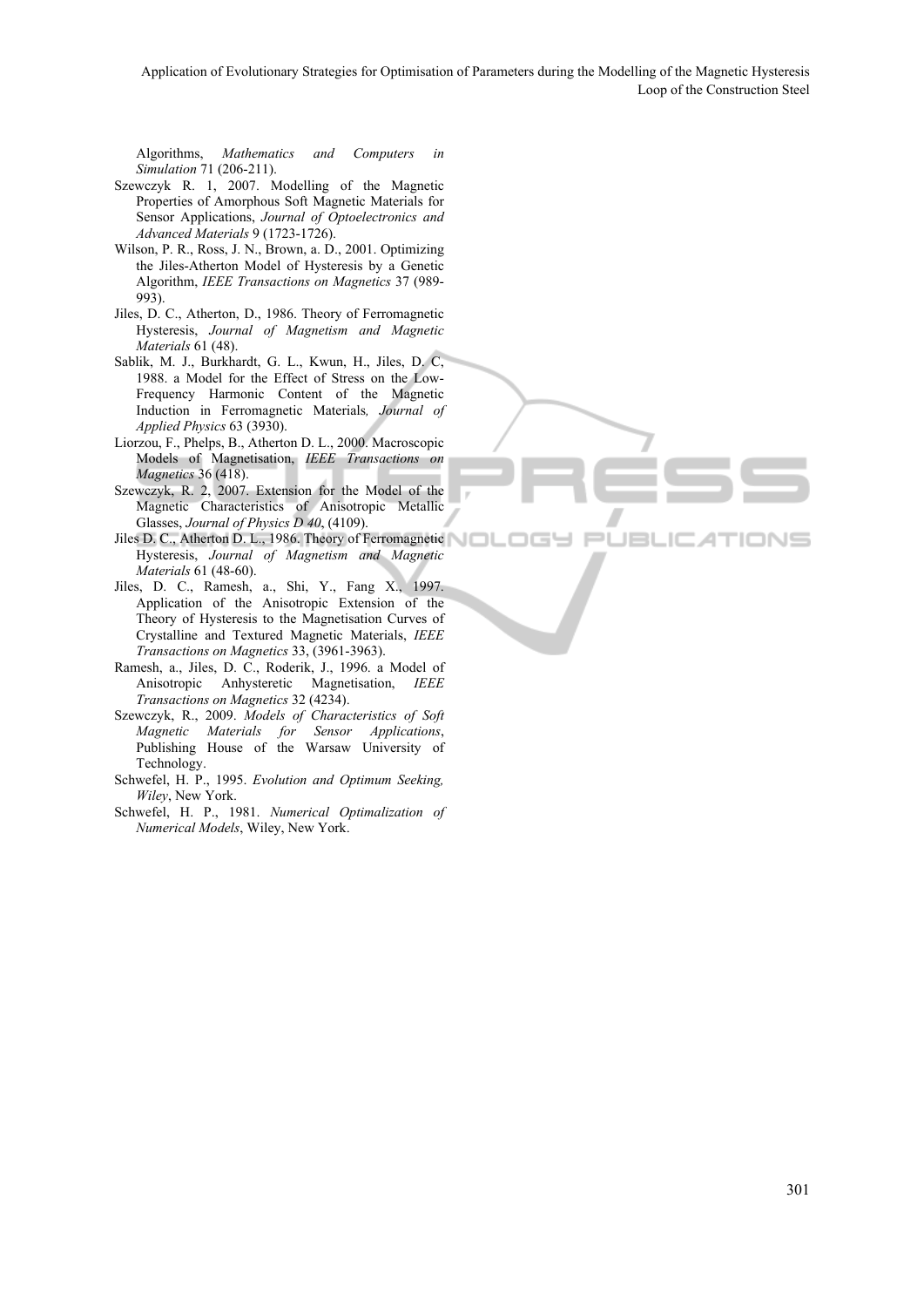Algorithms, *Mathematics and Computers in Simulation* 71 (206-211).

Szewczyk R. 1, 2007. Modelling of the Magnetic Properties of Amorphous Soft Magnetic Materials for Sensor Applications, *Journal of Optoelectronics and Advanced Materials* 9 (1723-1726).

Wilson, P. R., Ross, J. N., Brown, a. D., 2001. Optimizing the Jiles-Atherton Model of Hysteresis by a Genetic Algorithm, *IEEE Transactions on Magnetics* 37 (989-993).

Jiles, D. C., Atherton, D., 1986. Theory of Ferromagnetic Hysteresis, *Journal of Magnetism and Magnetic Materials* 61 (48).

Sablik, M. J., Burkhardt, G. L., Kwun, H., Jiles, D. C, 1988. a Model for the Effect of Stress on the Low-Frequency Harmonic Content of the Magnetic Induction in Ferromagnetic Materials*, Journal of Applied Physics* 63 (3930).

Liorzou, F., Phelps, B., Atherton D. L., 2000. Macroscopic Models of Magnetisation, *IEEE Transactions on Magnetics* 36 (418).

Szewczyk, R. 2, 2007. Extension for the Model of the Magnetic Characteristics of Anisotropic Metallic Glasses, *Journal of Physics D 40*, (4109).

Jiles D. C., Atherton D. L., 1986. Theory of Ferromagnetic Hysteresis, *Journal of Magnetism and Magnetic Materials* 61 (48-60).

Jiles, D. C., Ramesh, a., Shi, Y., Fang X., 1997. Application of the Anisotropic Extension of the Theory of Hysteresis to the Magnetisation Curves of Crystalline and Textured Magnetic Materials, *IEEE Transactions on Magnetics* 33, (3961-3963).

Ramesh, a., Jiles, D. C., Roderik, J., 1996. a Model of Anisotropic Anhysteretic Magnetisation, *IEEE Transactions on Magnetics* 32 (4234).

Szewczyk, R., 2009. *Models of Characteristics of Soft Magnetic Materials for Sensor Applications*, Publishing House of the Warsaw University of Technology.

Schwefel, H. P., 1995. *Evolution and Optimum Seeking, Wiley*, New York.

Schwefel, H. P., 1981. *Numerical Optimalization of Numerical Models*, Wiley, New York.